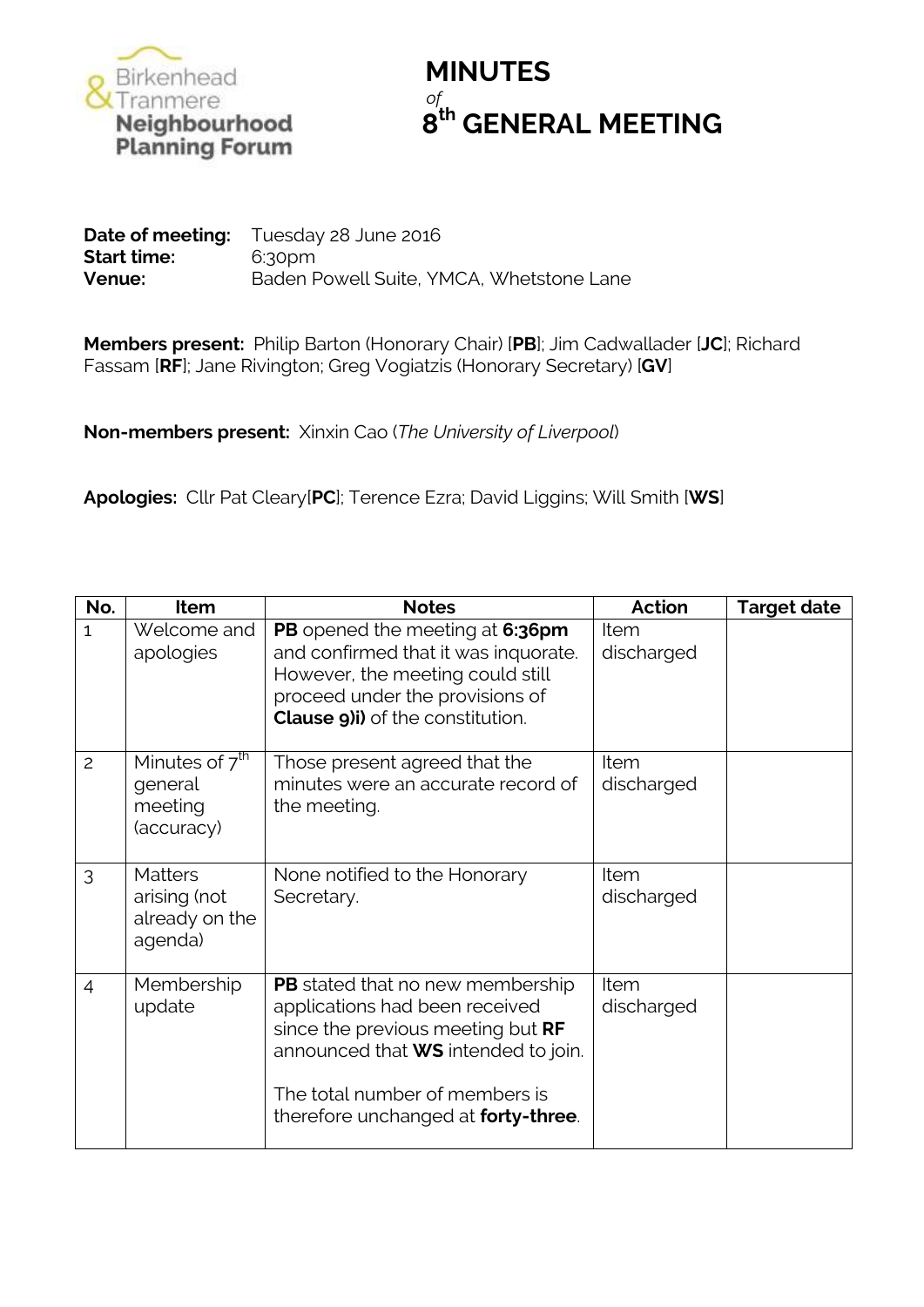Birkenhead & Tranmere **Neighbourhood Planning Forum**

# MINUTES
*of*
# 8th GENERAL MEETING

**Date of meeting:** Tuesday 28 June 2016
**Start time:** 6:30pm
**Venue:** Baden Powell Suite, YMCA, Whetstone Lane

**Members present:** Philip Barton (Honorary Chair) [**PB**]; Jim Cadwallader [**JC**]; Richard Fassam [**RF**]; Jane Rivington; Greg Vogiatzis (Honorary Secretary) [**GV**]

**Non-members present:** Xinxin Cao (*The University of Liverpool*)

**Apologies:** Cllr Pat Cleary[**PC**]; Terence Ezra; David Liggins; Will Smith [**WS**]

| No. | Item | Notes | Action | Target date |
|---|---|---|---|---|
| 1 | Welcome and apologies | **PB** opened the meeting at **6:36pm** and confirmed that it was inquorate. However, the meeting could still proceed under the provisions of **Clause 9)i)** of the constitution. | Item discharged | |
| 2 | Minutes of 7th general meeting (accuracy) | Those present agreed that the minutes were an accurate record of the meeting. | Item discharged | |
| 3 | Matters arising (not already on the agenda) | None notified to the Honorary Secretary. | Item discharged | |
| 4 | Membership update | **PB** stated that no new membership applications had been received since the previous meeting but **RF** announced that **WS** intended to join.<br><br>The total number of members is therefore unchanged at **forty-three**. | Item discharged | |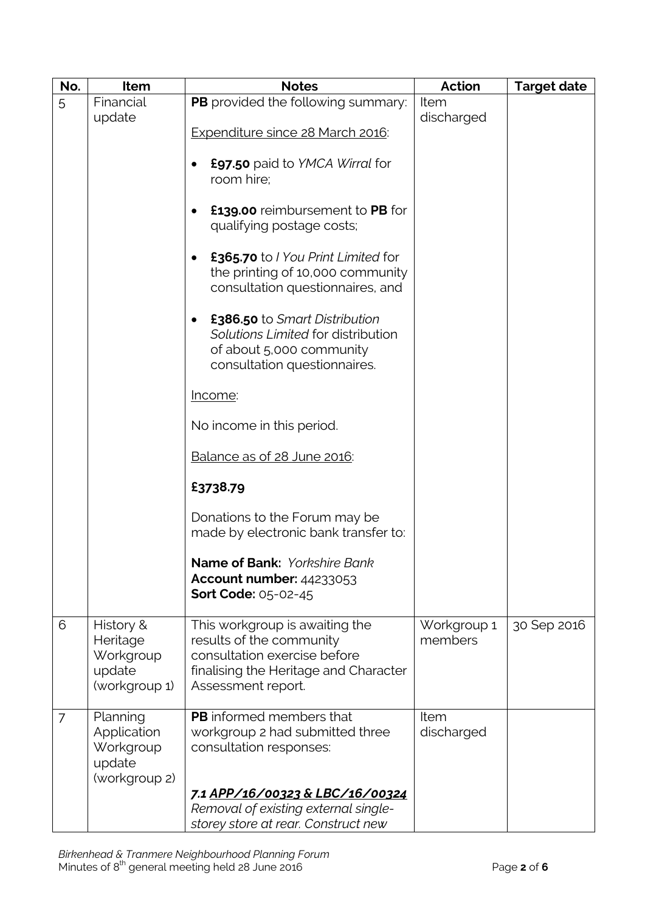| No. | Item | Notes | Action | Target date |
| --- | --- | --- | --- | --- |
| 5 | Financial update | **PB** provided the following summary:<br><br><u>Expenditure since 28 March 2016</u>:<br><br>• **£97.50** paid to *YMCA Wirral* for room hire;<br><br>• **£139.00** reimbursement to **PB** for qualifying postage costs;<br><br>• **£365.70** to *I You Print Limited* for the printing of 10,000 community consultation questionnaires, and<br><br>• **£386.50** to *Smart Distribution Solutions Limited* for distribution of about 5,000 community consultation questionnaires.<br><br><u>Income</u>:<br><br>No income in this period.<br><br><u>Balance as of 28 June 2016</u>:<br><br>**£3738.79**<br><br>Donations to the Forum may be made by electronic bank transfer to:<br><br>**Name of Bank:** *Yorkshire Bank*<br>**Account number:** 44233053<br>**Sort Code:** 05-02-45 | Item discharged | |
| 6 | History & Heritage Workgroup update (workgroup 1) | This workgroup is awaiting the results of the community consultation exercise before finalising the Heritage and Character Assessment report. | Workgroup 1 members | 30 Sep 2016 |
| 7 | Planning Application Workgroup update (workgroup 2) | **PB** informed members that workgroup 2 had submitted three consultation responses:<br><br>***7.1 <u>APP/16/00323 & LBC/16/00324</u>***<br>*Removal of existing external single-storey store at rear. Construct new* | Item discharged | |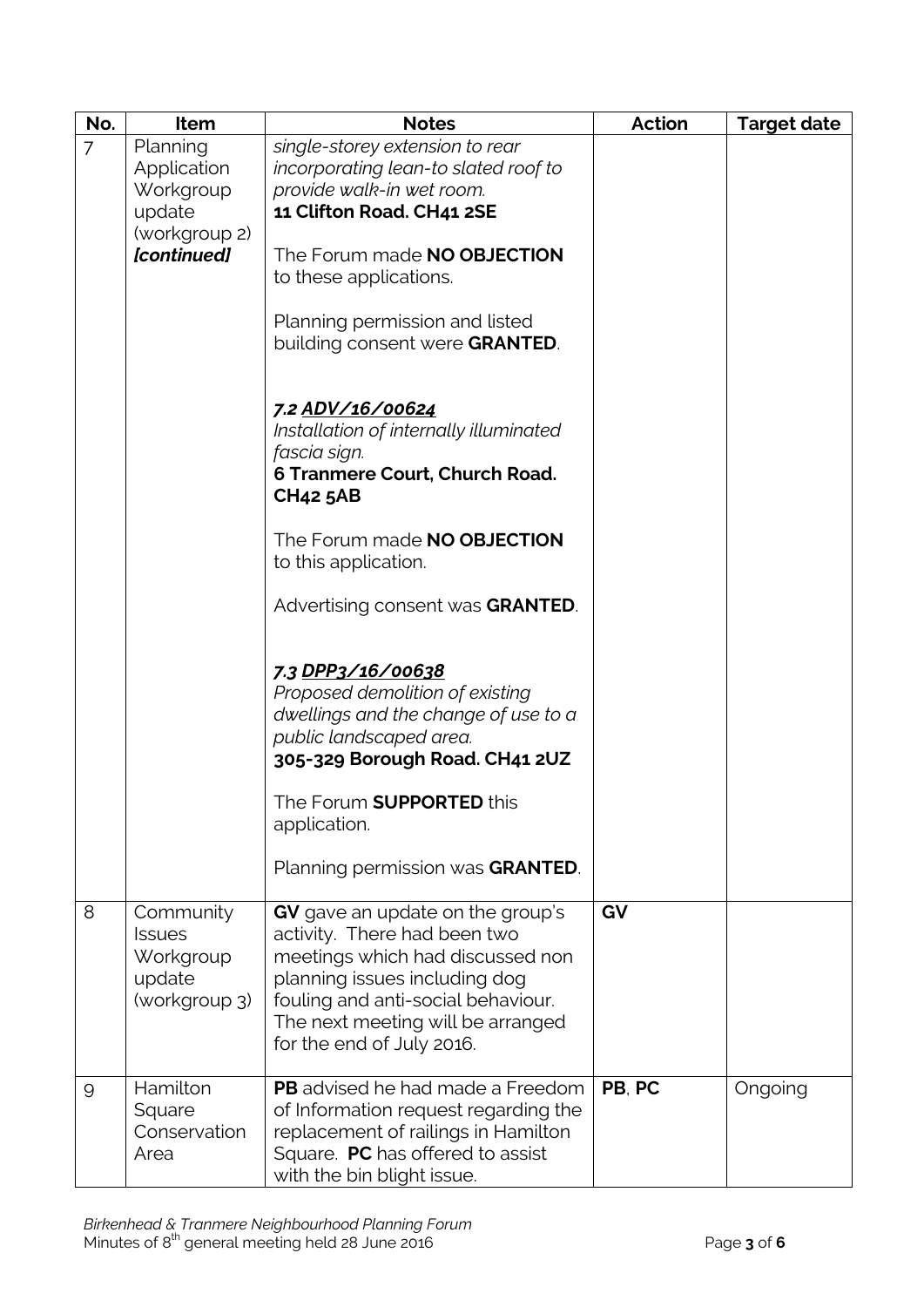| No. | Item | Notes | Action | Target date |
|---|---|---|---|---|
| 7 | Planning Application Workgroup update (workgroup 2) ***[continued]*** | *single-storey extension to rear incorporating lean-to slated roof to provide walk-in wet room.*<br>**11 Clifton Road. CH41 2SE**<br><br>The Forum made **NO OBJECTION** to these applications.<br><br>Planning permission and listed building consent were **GRANTED**.<br><br>***7.2 <u>ADV/16/00624</u>***<br>*Installation of internally illuminated fascia sign.*<br>**6 Tranmere Court, Church Road. CH42 5AB**<br><br>The Forum made **NO OBJECTION** to this application.<br><br>Advertising consent was **GRANTED**.<br><br>***7.3 <u>DPP3/16/00638</u>***<br>*Proposed demolition of existing dwellings and the change of use to a public landscaped area.*<br>**305-329 Borough Road. CH41 2UZ**<br><br>The Forum **SUPPORTED** this application.<br><br>Planning permission was **GRANTED**. | | |
| 8 | Community Issues Workgroup update (workgroup 3) | **GV** gave an update on the group's activity. There had been two meetings which had discussed non planning issues including dog fouling and anti-social behaviour. The next meeting will be arranged for the end of July 2016. | **GV** | |
| 9 | Hamilton Square Conservation Area | **PB** advised he had made a Freedom of Information request regarding the replacement of railings in Hamilton Square. **PC** has offered to assist with the bin blight issue. | **PB**, **PC** | Ongoing |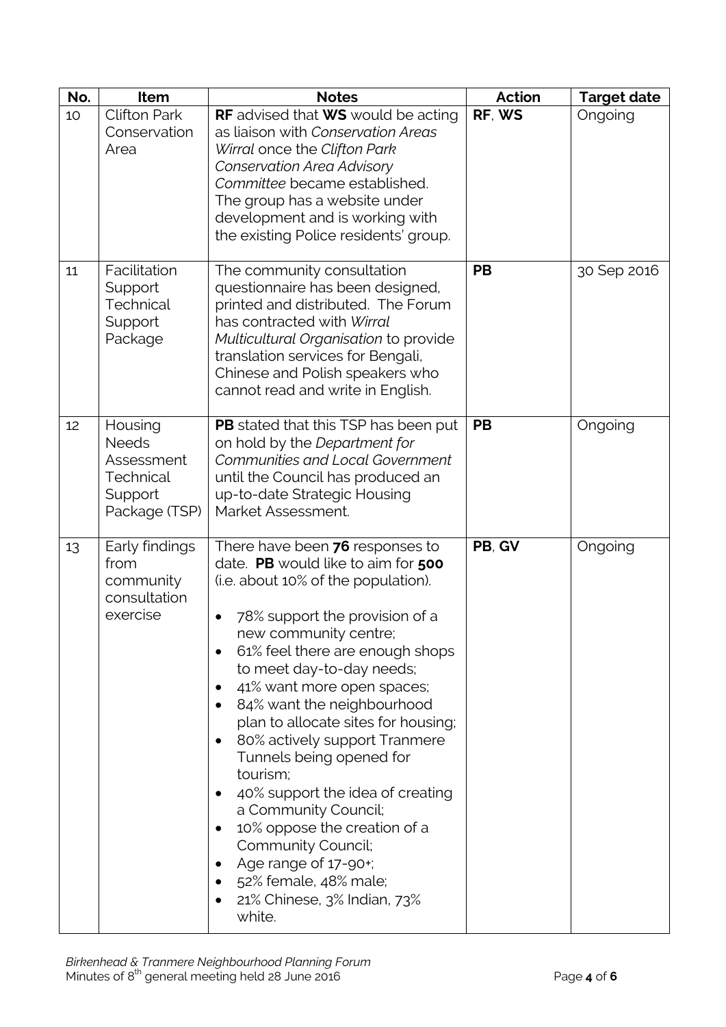| No. | Item | Notes | Action | Target date |
|---|---|---|---|---|
| 10 | Clifton Park Conservation Area | **RF** advised that **WS** would be acting as liaison with *Conservation Areas Wirral* once the *Clifton Park Conservation Area Advisory Committee* became established. The group has a website under development and is working with the existing Police residents' group. | **RF**, **WS** | Ongoing |
| 11 | Facilitation Support Technical Support Package | The community consultation questionnaire has been designed, printed and distributed. The Forum has contracted with *Wirral Multicultural Organisation* to provide translation services for Bengali, Chinese and Polish speakers who cannot read and write in English. | **PB** | 30 Sep 2016 |
| 12 | Housing Needs Assessment Technical Support Package (TSP) | **PB** stated that this TSP has been put on hold by the *Department for Communities and Local Government* until the Council has produced an up-to-date Strategic Housing Market Assessment. | **PB** | Ongoing |
| 13 | Early findings from community consultation exercise | There have been **76** responses to date. **PB** would like to aim for **500** (i.e. about 10% of the population).<br>• 78% support the provision of a new community centre;<br>• 61% feel there are enough shops to meet day-to-day needs;<br>• 41% want more open spaces;<br>• 84% want the neighbourhood plan to allocate sites for housing;<br>• 80% actively support Tranmere Tunnels being opened for tourism;<br>• 40% support the idea of creating a Community Council;<br>• 10% oppose the creation of a Community Council;<br>• Age range of 17-90+;<br>• 52% female, 48% male;<br>• 21% Chinese, 3% Indian, 73% white. | **PB**, **GV** | Ongoing |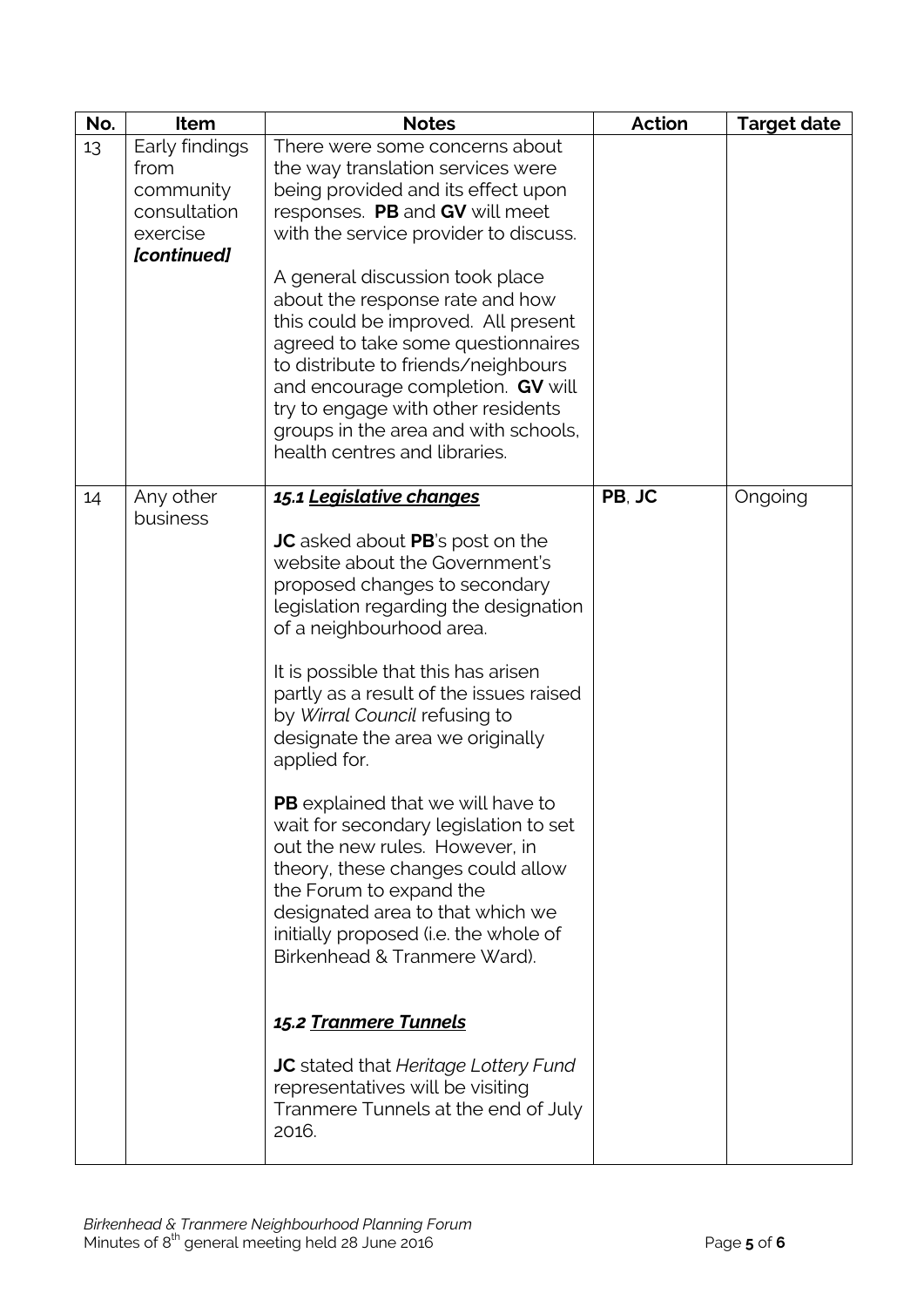| No. | Item | Notes | Action | Target date |
|---|---|---|---|---|
| 13 | Early findings from community consultation exercise ***[continued]*** | There were some concerns about the way translation services were being provided and its effect upon responses. **PB** and **GV** will meet with the service provider to discuss.<br><br>A general discussion took place about the response rate and how this could be improved. All present agreed to take some questionnaires to distribute to friends/neighbours and encourage completion. **GV** will try to engage with other residents groups in the area and with schools, health centres and libraries. | | |
| 14 | Any other business | ***15.1 <u>Legislative changes</u>***<br><br>**JC** asked about **PB**'s post on the website about the Government's proposed changes to secondary legislation regarding the designation of a neighbourhood area.<br><br>It is possible that this has arisen partly as a result of the issues raised by *Wirral Council* refusing to designate the area we originally applied for.<br><br>**PB** explained that we will have to wait for secondary legislation to set out the new rules. However, in theory, these changes could allow the Forum to expand the designated area to that which we initially proposed (i.e. the whole of Birkenhead & Tranmere Ward).<br><br>***15.2 <u>Tranmere Tunnels</u>***<br><br>**JC** stated that *Heritage Lottery Fund* representatives will be visiting Tranmere Tunnels at the end of July 2016. | **PB**, **JC** | Ongoing |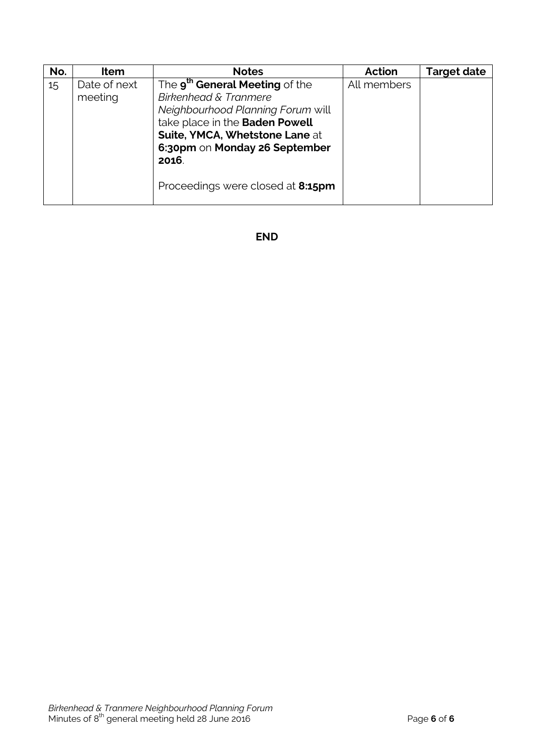| No. | Item | Notes | Action | Target date |
|---|---|---|---|---|
| 15 | Date of next meeting | The **9th General Meeting** of the *Birkenhead & Tranmere Neighbourhood Planning Forum* will take place in the **Baden Powell Suite, YMCA, Whetstone Lane** at **6:30pm** on **Monday 26 September 2016**.<br><br>Proceedings were closed at **8:15pm** | All members | |

**END**